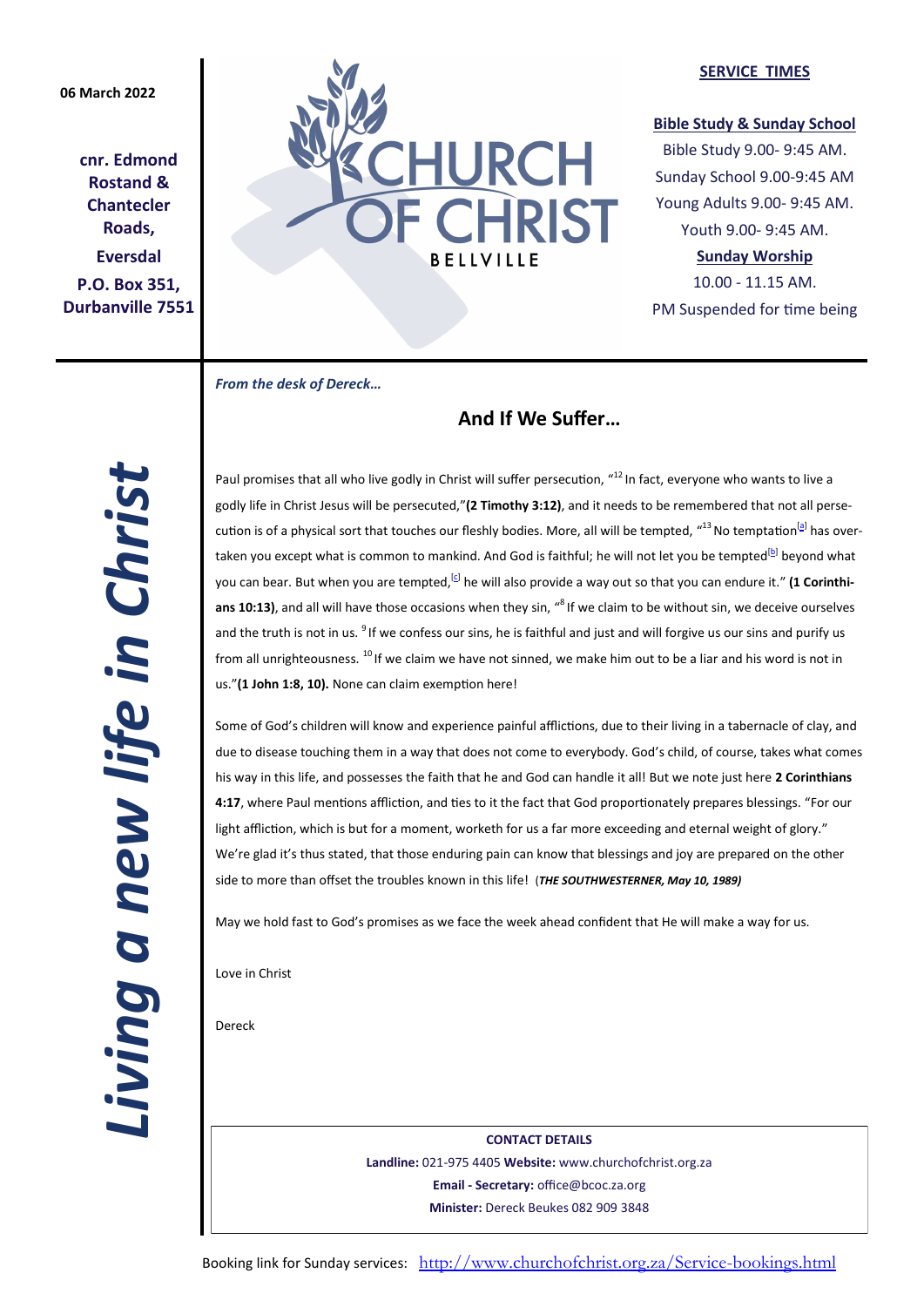06 March 2022

**cnr. Edmond Rostand & Chantecler Roads,**

**Eversdal**

**P.O. Box 351, Durbanville 7551**

# CHURCH OF CHRIST

BELLVILLE

**SERVICE TIMES**

**Bible Study & Sunday School**

Bible Study 9.00- 9:45 AM.

Sunday School 9.00-9:45 AM

Young Adults 9.00- 9:45 AM.

Youth 9.00- 9:45 AM.

**Sunday Worship**

10.00 - 11.15 AM.

PM Suspended for time being

***Living a new life in Christ***

***From the desk of Dereck…***

## And If We Suffer…

Paul promises that all who live godly in Christ will suffer persecution, "[12] In fact, everyone who wants to live a godly life in Christ Jesus will be persecuted,"**(2 Timothy 3:12)**, and it needs to be remembered that not all persecution is of a physical sort that touches our fleshly bodies. More, all will be tempted, "[13] No temptation[a] has overtaken you except what is common to mankind. And God is faithful; he will not let you be tempted[b] beyond what you can bear. But when you are tempted,[c] he will also provide a way out so that you can endure it." **(1 Corinthians 10:13)**, and all will have those occasions when they sin, "[8] If we claim to be without sin, we deceive ourselves and the truth is not in us. [9] If we confess our sins, he is faithful and just and will forgive us our sins and purify us from all unrighteousness. [10] If we claim we have not sinned, we make him out to be a liar and his word is not in us."**(1 John 1:8, 10).** None can claim exemption here!

Some of God's children will know and experience painful afflictions, due to their living in a tabernacle of clay, and due to disease touching them in a way that does not come to everybody. God's child, of course, takes what comes his way in this life, and possesses the faith that he and God can handle it all! But we note just here **2 Corinthians 4:17**, where Paul mentions affliction, and ties to it the fact that God proportionately prepares blessings. "For our light affliction, which is but for a moment, worketh for us a far more exceeding and eternal weight of glory." We're glad it's thus stated, that those enduring pain can know that blessings and joy are prepared on the other side to more than offset the troubles known in this life! (***THE SOUTHWESTERNER, May 10, 1989)***

May we hold fast to God's promises as we face the week ahead confident that He will make a way for us.

Love in Christ

Dereck

**CONTACT DETAILS**

**Landline:** 021-975 4405 **Website:** www.churchofchrist.org.za

**Email - Secretary:** office@bcoc.za.org

**Minister:** Dereck Beukes 082 909 3848

Booking link for Sunday services: http://www.churchofchrist.org.za/Service-bookings.html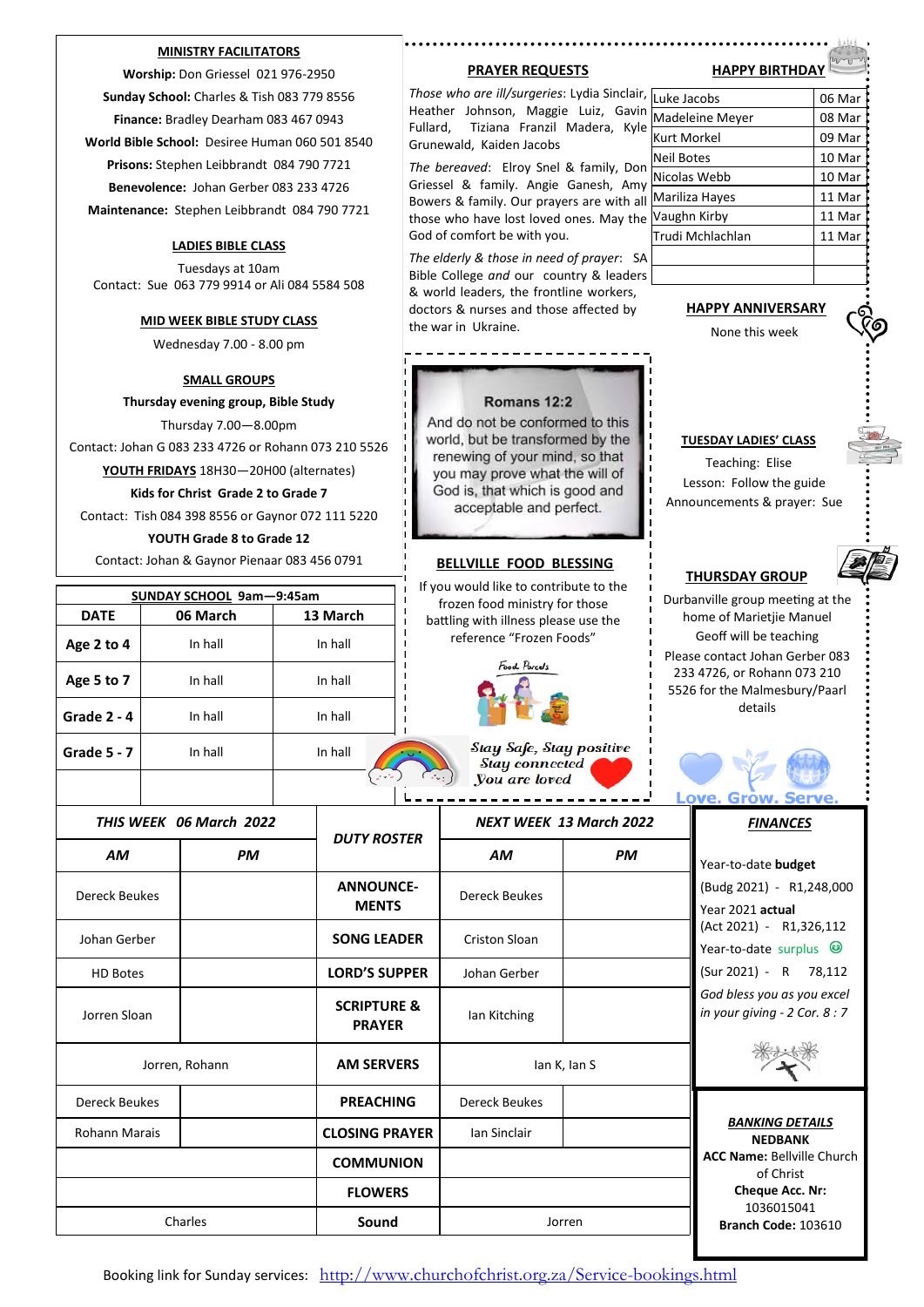## MINISTRY FACILITATORS

**Worship:** Don Griessel 021 976-2950
**Sunday School:** Charles & Tish 083 779 8556
**Finance:** Bradley Dearham 083 467 0943
**World Bible School:** Desiree Human 060 501 8540
**Prisons:** Stephen Leibbrandt 084 790 7721
**Benevolence:** Johan Gerber 083 233 4726
**Maintenance:** Stephen Leibbrandt 084 790 7721

## LADIES BIBLE CLASS

Tuesdays at 10am
Contact: Sue 063 779 9914 or Ali 084 5584 508

## MID WEEK BIBLE STUDY CLASS

Wednesday 7.00 - 8.00 pm

## SMALL GROUPS

**Thursday evening group, Bible Study**
Thursday 7.00—8.00pm
Contact: Johan G 083 233 4726 or Rohann 073 210 5526

**YOUTH FRIDAYS** 18H30—20H00 (alternates)
**Kids for Christ Grade 2 to Grade 7**
Contact: Tish 084 398 8556 or Gaynor 072 111 5220
**YOUTH Grade 8 to Grade 12**
Contact: Johan & Gaynor Pienaar 083 456 0791

| SUNDAY SCHOOL 9am—9:45am | | |
|---|---|---|
| **DATE** | **06 March** | **13 March** |
| **Age 2 to 4** | In hall | In hall |
| **Age 5 to 7** | In hall | In hall |
| **Grade 2 - 4** | In hall | In hall |
| **Grade 5 - 7** | In hall | In hall |
| | | |

## PRAYER REQUESTS

*Those who are ill/surgeries*: Lydia Sinclair, Heather Johnson, Maggie Luiz, Gavin Fullard, Tiziana Franzil Madera, Kyle Grunewald, Kaiden Jacobs

*The bereaved*: Elroy Snel & family, Don Griessel & family. Angie Ganesh, Amy Bowers & family. Our prayers are with all those who have lost loved ones. May the God of comfort be with you.

*The elderly & those in need of prayer*: SA Bible College *and* our country & leaders & world leaders, the frontline workers, doctors & nurses and those affected by the war in Ukraine.

**Romans 12:2**
And do not be conformed to this world, but be transformed by the renewing of your mind, so that you may prove what the will of God is, that which is good and acceptable and perfect.

## BELLVILLE FOOD BLESSING

If you would like to contribute to the frozen food ministry for those battling with illness please use the reference "Frozen Foods"

Food Parcels

*Stay Safe, Stay positive*
*Stay connected*
*You are loved*

## HAPPY BIRTHDAY

| | |
|---|---|
| Luke Jacobs | 06 Mar |
| Madeleine Meyer | 08 Mar |
| Kurt Morkel | 09 Mar |
| Neil Botes | 10 Mar |
| Nicolas Webb | 10 Mar |
| Mariliza Hayes | 11 Mar |
| Vaughn Kirby | 11 Mar |
| Trudi Mchlachlan | 11 Mar |
| | |
| | |

## HAPPY ANNIVERSARY

None this week

## TUESDAY LADIES' CLASS

Teaching: Elise
Lesson: Follow the guide
Announcements & prayer: Sue

## THURSDAY GROUP

Durbanville group meeting at the home of Marietjie Manuel
Geoff will be teaching
Please contact Johan Gerber 083 233 4726, or Rohann 073 210 5526 for the Malmesbury/Paarl details

Love. Grow. Serve.

| THIS WEEK 06 March 2022 | | DUTY ROSTER | NEXT WEEK 13 March 2022 | |
|---|---|---|---|---|
| *AM* | *PM* | | *AM* | *PM* |
| Dereck Beukes | | **ANNOUNCE-MENTS** | Dereck Beukes | |
| Johan Gerber | | **SONG LEADER** | Criston Sloan | |
| HD Botes | | **LORD'S SUPPER** | Johan Gerber | |
| Jorren Sloan | | **SCRIPTURE & PRAYER** | Ian Kitching | |
| Jorren, Rohann | | **AM SERVERS** | Ian K, Ian S | |
| Dereck Beukes | | **PREACHING** | Dereck Beukes | |
| Rohann Marais | | **CLOSING PRAYER** | Ian Sinclair | |
| | | **COMMUNION** | | |
| | | **FLOWERS** | | |
| Charles | | **Sound** | Jorren | |

## *FINANCES*

Year-to-date **budget**
(Budg 2021) - R1,248,000
Year 2021 **actual**
(Act 2021) - R1,326,112
Year-to-date surplus
(Sur 2021) - R 78,112

*God bless you as you excel in your giving - 2 Cor. 8 : 7*

***BANKING DETAILS***
**NEDBANK**
**ACC Name:** Bellville Church of Christ
**Cheque Acc. Nr:** 1036015041
**Branch Code:** 103610

Booking link for Sunday services: http://www.churchofchrist.org.za/Service-bookings.html